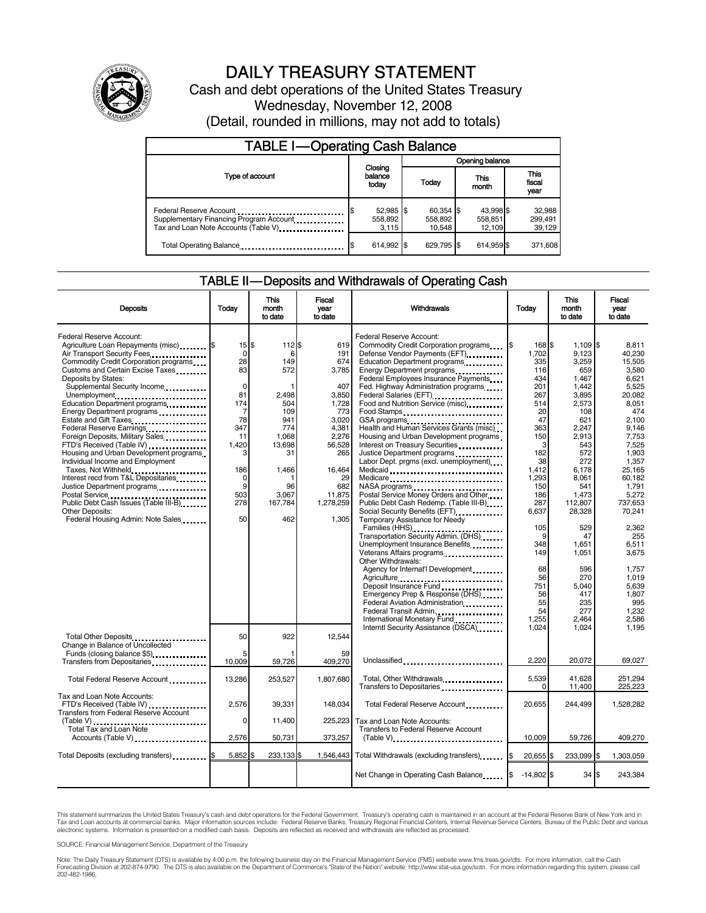# DAILY TREASURY STATEMENT

Cash and debt operations of the United States Treasury

Wednesday, November 12, 2008

(Detail, rounded in millions, may not add to totals)

## TABLE I—Operating Cash Balance

| Type of account | Closing balance today | Opening balance Today | Opening balance This month | Opening balance This fiscal year |
|---|---|---|---|---|
| Federal Reserve Account | $ 52,985 | $ 60,354 | $ 43,998 | $ 32,988 |
| Supplementary Financing Program Account | 558,892 | 558,892 | 558,851 | 299,491 |
| Tax and Loan Note Accounts (Table V) | 3,115 | 10,548 | 12,109 | 39,129 |
| Total Operating Balance | $ 614,992 | $ 629,795 | $ 614,959 | $ 371,608 |

## TABLE II—Deposits and Withdrawals of Operating Cash

| Deposits | Today | This month to date | Fiscal year to date |
|---|---|---|---|
| Federal Reserve Account: | | | |
| Agriculture Loan Repayments (misc) | $ 15 | $ 112 | $ 619 |
| Air Transport Security Fees | 0 | 6 | 191 |
| Commodity Credit Corporation programs | 28 | 149 | 674 |
| Customs and Certain Excise Taxes | 83 | 572 | 3,785 |
| Deposits by States: | | | |
| Supplemental Security Income | 0 | 1 | 407 |
| Unemployment | 81 | 2,498 | 3,850 |
| Education Department programs | 174 | 504 | 1,728 |
| Energy Department programs | 7 | 109 | 773 |
| Estate and Gift Taxes | 78 | 941 | 3,020 |
| Federal Reserve Earnings | 347 | 774 | 4,381 |
| Foreign Deposits, Military Sales | 11 | 1,068 | 2,276 |
| FTD's Received (Table IV) | 1,420 | 13,698 | 56,528 |
| Housing and Urban Development programs | 3 | 31 | 265 |
| Individual Income and Employment Taxes, Not Withheld | 186 | 1,466 | 16,464 |
| Interest recd from T&L Depositaries | 0 | 1 | 29 |
| Justice Department programs | 9 | 96 | 682 |
| Postal Service | 503 | 3,067 | 11,875 |
| Public Debt Cash Issues (Table III-B) | 278 | 167,784 | 1,278,259 |
| Other Deposits: | | | |
| Federal Housing Admin: Note Sales | 50 | 462 | 1,305 |
| Total Other Deposits | 50 | 922 | 12,544 |
| Change in Balance of Uncollected Funds (closing balance $5) | 5 | 1 | 59 |
| Transfers from Depositaries | 10,009 | 59,726 | 409,270 |
| Total Federal Reserve Account | 13,286 | 253,527 | 1,807,680 |
| Tax and Loan Note Accounts: | | | |
| FTD's Received (Table IV) | 2,576 | 39,331 | 148,034 |
| Transfers from Federal Reserve Account (Table V) | 0 | 11,400 | 225,223 |
| Total Tax and Loan Note Accounts (Table V) | 2,576 | 50,731 | 373,257 |
| Total Deposits (excluding transfers) | $ 5,852 | $ 233,133 | $ 1,546,443 |

| Withdrawals | Today | This month to date | Fiscal year to date |
|---|---|---|---|
| Federal Reserve Account: | | | |
| Commodity Credit Corporation programs | $ 168 | $ 1,109 | $ 8,811 |
| Defense Vendor Payments (EFT) | 1,702 | 9,123 | 40,230 |
| Education Department programs | 335 | 3,259 | 15,505 |
| Energy Department programs | 116 | 659 | 3,580 |
| Federal Employees Insurance Payments | 434 | 1,467 | 6,621 |
| Fed. Highway Administration programs | 201 | 1,442 | 5,525 |
| Federal Salaries (EFT) | 267 | 3,895 | 20,082 |
| Food and Nutrition Service (misc) | 514 | 2,573 | 8,051 |
| Food Stamps | 20 | 108 | 474 |
| GSA programs | 47 | 621 | 2,100 |
| Health and Human Services Grants (misc) | 363 | 2,247 | 9,146 |
| Housing and Urban Development programs | 150 | 2,913 | 7,753 |
| Interest on Treasury Securities | 3 | 543 | 7,525 |
| Justice Department programs | 182 | 572 | 1,903 |
| Labor Dept. prgms (excl. unemployment) | 38 | 272 | 1,357 |
| Medicaid | 1,412 | 6,178 | 25,165 |
| Medicare | 1,293 | 8,061 | 60,182 |
| NASA programs | 150 | 541 | 1,791 |
| Postal Service Money Orders and Other | 186 | 1,473 | 5,272 |
| Public Debt Cash Redemp. (Table III-B) | 287 | 112,807 | 737,653 |
| Social Security Benefits (EFT) | 6,637 | 28,328 | 70,241 |
| Temporary Assistance for Needy Families (HHS) | 105 | 529 | 2,362 |
| Transportation Security Admin. (DHS) | 9 | 47 | 255 |
| Unemployment Insurance Benefits | 348 | 1,651 | 6,511 |
| Veterans Affairs programs | 149 | 1,051 | 3,675 |
| Other Withdrawals: | | | |
| Agency for Internat'l Development | 68 | 596 | 1,757 |
| Agriculture | 56 | 270 | 1,019 |
| Deposit Insurance Fund | 751 | 5,040 | 5,639 |
| Emergency Prep & Response (DHS) | 56 | 417 | 1,807 |
| Federal Aviation Administration | 55 | 235 | 995 |
| Federal Transit Admin. | 54 | 277 | 1,232 |
| International Monetary Fund | 1,255 | 2,464 | 2,586 |
| Interntl Security Assistance (DSCA) | 1,024 | 1,024 | 1,195 |
| Unclassified | 2,220 | 20,072 | 69,027 |
| Total, Other Withdrawals | 5,539 | 41,628 | 251,294 |
| Transfers to Depositaries | 0 | 11,400 | 225,223 |
| Total Federal Reserve Account | 20,655 | 244,499 | 1,528,282 |
| Tax and Loan Note Accounts: | | | |
| Transfers to Federal Reserve Account (Table V) | 10,009 | 59,726 | 409,270 |
| Total Withdrawals (excluding transfers) | $ 20,655 | $ 233,099 | $ 1,303,059 |
| Net Change in Operating Cash Balance | $ -14,802 | $ 34 | $ 243,384 |

This statement summarizes the United States Treasury's cash and debt operations for the Federal Government. Treasury's operating cash is maintained in an account at the Federal Reserve Bank of New York and in Tax and Loan accounts at commercial banks. Major information sources include: Federal Reserve Banks, Treasury Regional Financial Centers, Internal Revenue Service Centers, Bureau of the Public Debt and various electronic systems. Information is presented on a modified cash basis. Deposits are reflected as received and withdrawals are reflected as processed.

SOURCE: Financial Management Service, Department of the Treasury

Note: The Daily Treasury Statement (DTS) is available by 4:00 p.m. the following business day on the Financial Management Service (FMS) website www.fms.treas.gov/dts. For more information, call the Cash Forecasting Division at 202-874-9790. The DTS is also available on the Department of Commerce's "State of the Nation" website: http://www.stat-usa.gov/sotn. For more information regarding this system, please call 202-482-1986.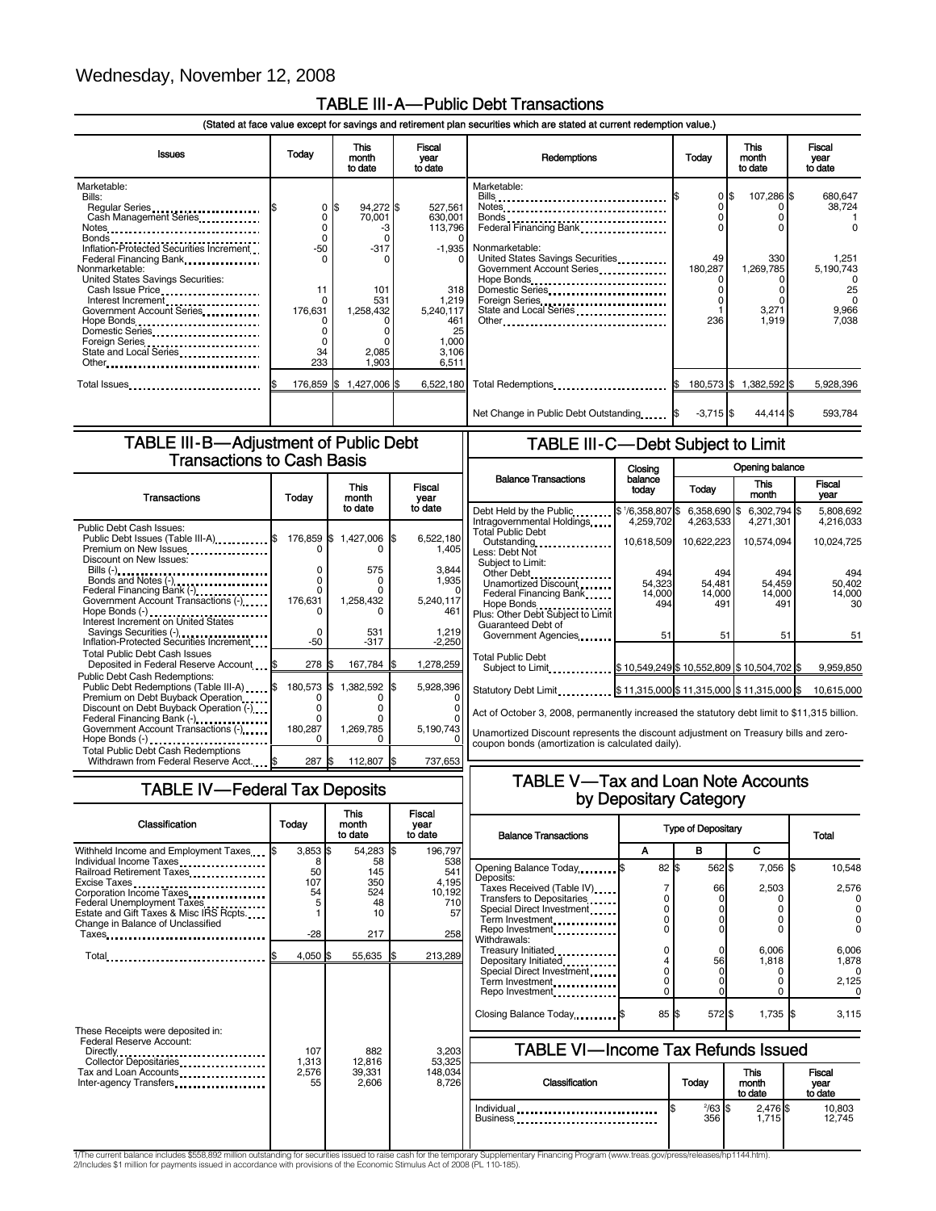Wednesday, November 12, 2008

## TABLE III-A—Public Debt Transactions

(Stated at face value except for savings and retirement plan securities which are stated at current redemption value.)

| Issues | Today | This month to date | Fiscal year to date |
|---|---|---|---|
| Marketable: | | | |
| Bills: | | | |
| Regular Series | $ 0 | $ 94,272 | $ 527,561 |
| Cash Management Series | 0 | 70,001 | 630,001 |
| Notes | 0 | -3 | 113,796 |
| Bonds | 0 | 0 | 0 |
| Inflation-Protected Securities Increment | -50 | -317 | -1,935 |
| Federal Financing Bank | 0 | 0 | 0 |
| Nonmarketable: | | | |
| United States Savings Securities: | | | |
| Cash Issue Price | 11 | 101 | 318 |
| Interest Increment | 0 | 531 | 1,219 |
| Government Account Series | 176,631 | 1,258,432 | 5,240,117 |
| Hope Bonds | 0 | 0 | 461 |
| Domestic Series | 0 | 0 | 25 |
| Foreign Series | 0 | 0 | 1,000 |
| State and Local Series | 34 | 2,085 | 3,106 |
| Other | 233 | 1,903 | 6,511 |
| Total Issues | $ 176,859 | $ 1,427,006 | $ 6,522,180 |

| Redemptions | Today | This month to date | Fiscal year to date |
|---|---|---|---|
| Marketable: | | | |
| Bills | $ 0 | $ 107,286 | $ 680,647 |
| Notes | 0 | 0 | 38,724 |
| Bonds | 0 | 0 | 1 |
| Federal Financing Bank | 0 | 0 | 0 |
| Nonmarketable: | | | |
| United States Savings Securities | 49 | 330 | 1,251 |
| Government Account Series | 180,287 | 1,269,785 | 5,190,743 |
| Hope Bonds | 0 | 0 | 0 |
| Domestic Series | 0 | 0 | 25 |
| Foreign Series | 0 | 0 | 0 |
| State and Local Series | 1 | 3,271 | 9,966 |
| Other | 236 | 1,919 | 7,038 |
| Total Redemptions | $ 180,573 | $ 1,382,592 | $ 5,928,396 |
| Net Change in Public Debt Outstanding | $ -3,715 | $ 44,414 | $ 593,784 |

## TABLE III-B—Adjustment of Public Debt Transactions to Cash Basis

| Transactions | Today | This month to date | Fiscal year to date |
|---|---|---|---|
| Public Debt Cash Issues: | | | |
| Public Debt Issues (Table III-A) | $ 176,859 | $ 1,427,006 | $ 6,522,180 |
| Premium on New Issues | 0 | 0 | 1,405 |
| Discount on New Issues: | | | |
| Bills (-) | 0 | 575 | 3,844 |
| Bonds and Notes (-) | 0 | 0 | 1,935 |
| Federal Financing Bank (-) | 0 | 0 | 0 |
| Government Account Transactions (-) | 176,631 | 1,258,432 | 5,240,117 |
| Hope Bonds (-) | 0 | 0 | 461 |
| Interest Increment on United States Savings Securities (-) | 0 | 531 | 1,219 |
| Inflation-Protected Securities Increment | -50 | -317 | -2,250 |
| Total Public Debt Cash Issues Deposited in Federal Reserve Account | $ 278 | $ 167,784 | $ 1,278,259 |
| Public Debt Cash Redemptions: | | | |
| Public Debt Redemptions (Table III-A) | $ 180,573 | $ 1,382,592 | $ 5,928,396 |
| Premium on Debt Buyback Operation | 0 | 0 | 0 |
| Discount on Debt Buyback Operation (-) | 0 | 0 | 0 |
| Federal Financing Bank (-) | 0 | 0 | 0 |
| Government Account Transactions (-) | 180,287 | 1,269,785 | 5,190,743 |
| Hope Bonds (-) | 0 | 0 | 0 |
| Total Public Debt Cash Redemptions Withdrawn from Federal Reserve Acct. | $ 287 | $ 112,807 | $ 737,653 |

## TABLE III-C—Debt Subject to Limit

| Balance Transactions | Closing balance today | Opening balance Today | Opening balance This month | Opening balance Fiscal year |
|---|---|---|---|---|
| Debt Held by the Public | $ [1]6,358,807 | $ 6,358,690 | $ 6,302,794 | $ 5,808,692 |
| Intragovernmental Holdings | 4,259,702 | 4,263,533 | 4,271,301 | 4,216,033 |
| Total Public Debt Outstanding | 10,618,509 | 10,622,223 | 10,574,094 | 10,024,725 |
| Less: Debt Not Subject to Limit: | | | | |
| Other Debt | 494 | 494 | 494 | 494 |
| Unamortized Discount | 54,323 | 54,481 | 54,459 | 50,402 |
| Federal Financing Bank | 14,000 | 14,000 | 14,000 | 14,000 |
| Hope Bonds | 494 | 491 | 491 | 30 |
| Plus: Other Debt Subject to Limit Guaranteed Debt of Government Agencies | 51 | 51 | 51 | 51 |
| Total Public Debt Subject to Limit | $ 10,549,249 | $ 10,552,809 | $ 10,504,702 | $ 9,959,850 |
| Statutory Debt Limit | $ 11,315,000 | $ 11,315,000 | $ 11,315,000 | $ 10,615,000 |

Act of October 3, 2008, permanently increased the statutory debt limit to $11,315 billion.

Unamortized Discount represents the discount adjustment on Treasury bills and zero-coupon bonds (amortization is calculated daily).

## TABLE IV—Federal Tax Deposits

| Classification | Today | This month to date | Fiscal year to date |
|---|---|---|---|
| Withheld Income and Employment Taxes | $ 3,853 | $ 54,283 | $ 196,797 |
| Individual Income Taxes | 8 | 58 | 538 |
| Railroad Retirement Taxes | 50 | 145 | 541 |
| Excise Taxes | 107 | 350 | 4,195 |
| Corporation Income Taxes | 54 | 524 | 10,192 |
| Federal Unemployment Taxes | 5 | 48 | 710 |
| Estate and Gift Taxes & Misc IRS Rcpts. | 1 | 10 | 57 |
| Change in Balance of Unclassified Taxes | -28 | 217 | 258 |
| Total | $ 4,050 | $ 55,635 | $ 213,289 |
| These Receipts were deposited in: | | | |
| Federal Reserve Account: | | | |
| Directly | 107 | 882 | 3,203 |
| Collector Depositaries | 1,313 | 12,816 | 53,325 |
| Tax and Loan Accounts | 2,576 | 39,331 | 148,034 |
| Inter-agency Transfers | 55 | 2,606 | 8,726 |

## TABLE V—Tax and Loan Note Accounts by Depositary Category

| Balance Transactions | Type of Depositary A | Type of Depositary B | Type of Depositary C | Total |
|---|---|---|---|---|
| Opening Balance Today | $ 82 | $ 562 | $ 7,056 | $ 10,548 |
| Deposits: | | | | |
| Taxes Received (Table IV) | 7 | 66 | 2,503 | 2,576 |
| Transfers to Depositaries | 0 | 0 | 0 | 0 |
| Special Direct Investment | 0 | 0 | 0 | 0 |
| Term Investment | 0 | 0 | 0 | 0 |
| Repo Investment | 0 | 0 | 0 | 0 |
| Withdrawals: | | | | |
| Treasury Initiated | 0 | 0 | 6,006 | 6,006 |
| Depositary Initiated | 4 | 56 | 1,818 | 1,878 |
| Special Direct Investment | 0 | 0 | 0 | 0 |
| Term Investment | 0 | 0 | 0 | 2,125 |
| Repo Investment | 0 | 0 | 0 | 0 |
| Closing Balance Today | $ 85 | $ 572 | $ 1,735 | $ 3,115 |

## TABLE VI—Income Tax Refunds Issued

| Classification | Today | This month to date | Fiscal year to date |
|---|---|---|---|
| Individual | $ [2]63 | $ 2,476 | $ 10,803 |
| Business | 356 | 1,715 | 12,745 |

1/The current balance includes $558,892 million outstanding for securities issued to raise cash for the temporary Supplementary Financing Program (www.treas.gov/press/releases/hp1144.htm).
2/Includes $1 million for payments issued in accordance with provisions of the Economic Stimulus Act of 2008 (PL 110-185).